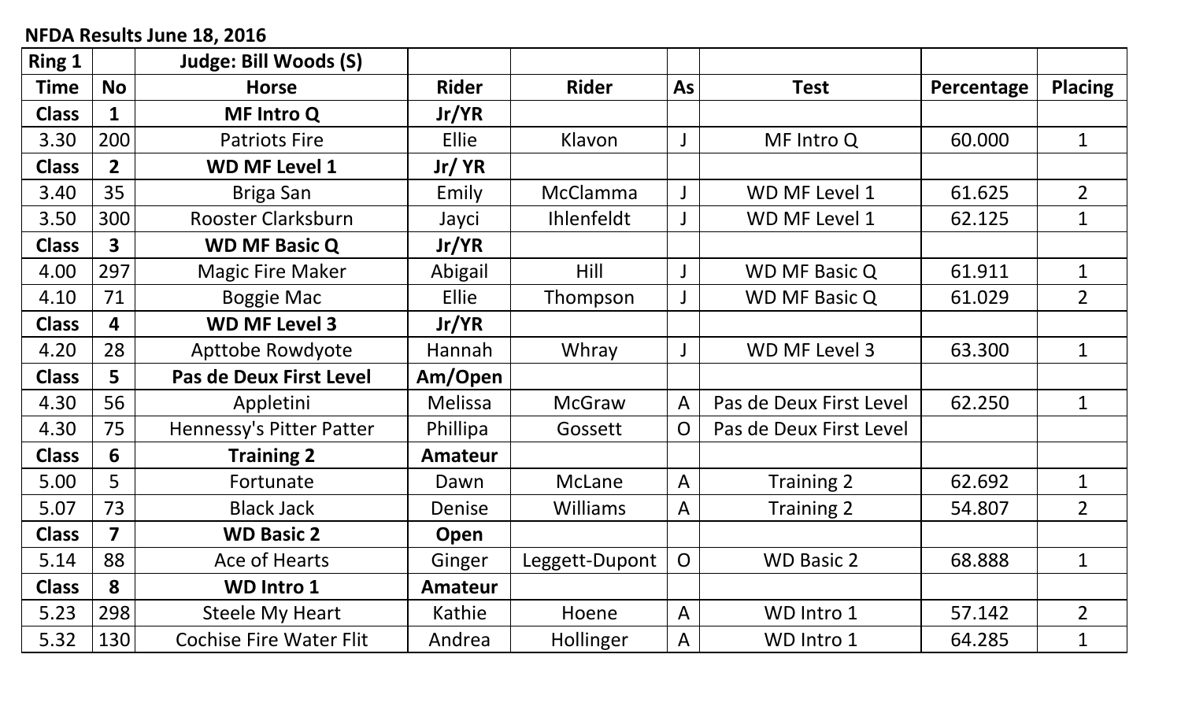**NFDA Results June 18, 2016**

| Ring 1 | | Judge: Bill Woods (S) | | | | | | |
|---|---|---|---|---|---|---|---|---|
| Time | No | Horse | Rider | Rider | As | Test | Percentage | Placing |
| **Class** | **1** | **MF Intro Q** | **Jr/YR** | | | | | |
| 3.30 | 200 | Patriots Fire | Ellie | Klavon | J | MF Intro Q | 60.000 | 1 |
| **Class** | **2** | **WD MF Level 1** | **Jr/ YR** | | | | | |
| 3.40 | 35 | Briga San | Emily | McClamma | J | WD MF Level 1 | 61.625 | 2 |
| 3.50 | 300 | Rooster Clarksburn | Jayci | Ihlenfeldt | J | WD MF Level 1 | 62.125 | 1 |
| **Class** | **3** | **WD MF Basic Q** | **Jr/YR** | | | | | |
| 4.00 | 297 | Magic Fire Maker | Abigail | Hill | J | WD MF Basic Q | 61.911 | 1 |
| 4.10 | 71 | Boggie Mac | Ellie | Thompson | J | WD MF Basic Q | 61.029 | 2 |
| **Class** | **4** | **WD MF Level 3** | **Jr/YR** | | | | | |
| 4.20 | 28 | Apttobe Rowdyote | Hannah | Whray | J | WD MF Level 3 | 63.300 | 1 |
| **Class** | **5** | **Pas de Deux First Level** | **Am/Open** | | | | | |
| 4.30 | 56 | Appletini | Melissa | McGraw | A | Pas de Deux First Level | 62.250 | 1 |
| 4.30 | 75 | Hennessy's Pitter Patter | Phillipa | Gossett | O | Pas de Deux First Level | | |
| **Class** | **6** | **Training 2** | **Amateur** | | | | | |
| 5.00 | 5 | Fortunate | Dawn | McLane | A | Training 2 | 62.692 | 1 |
| 5.07 | 73 | Black Jack | Denise | Williams | A | Training 2 | 54.807 | 2 |
| **Class** | **7** | **WD Basic 2** | **Open** | | | | | |
| 5.14 | 88 | Ace of Hearts | Ginger | Leggett-Dupont | O | WD Basic 2 | 68.888 | 1 |
| **Class** | **8** | **WD Intro 1** | **Amateur** | | | | | |
| 5.23 | 298 | Steele My Heart | Kathie | Hoene | A | WD Intro 1 | 57.142 | 2 |
| 5.32 | 130 | Cochise Fire Water Flit | Andrea | Hollinger | A | WD Intro 1 | 64.285 | 1 |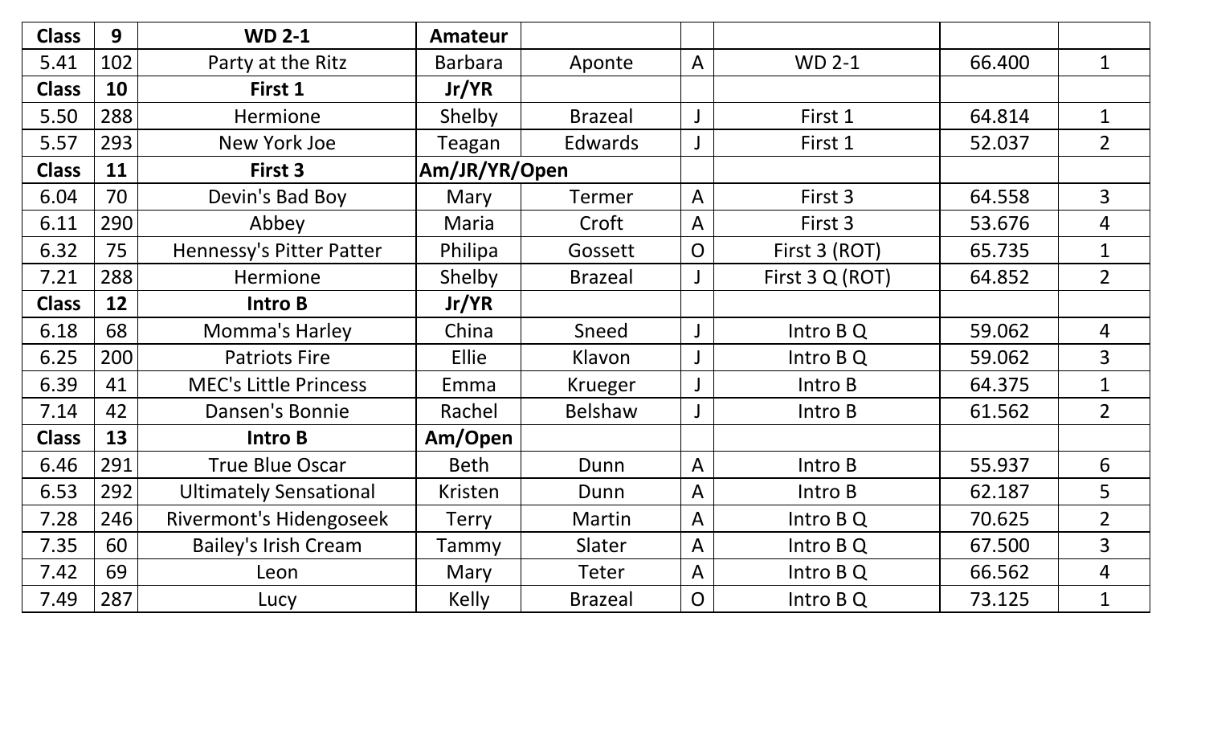| Class | 9 | WD 2-1 | Amateur | | | | | |
|---|---|---|---|---|---|---|---|---|
| 5.41 | 102 | Party at the Ritz | Barbara | Aponte | A | WD 2-1 | 66.400 | 1 |
| **Class** | **10** | **First 1** | **Jr/YR** | | | | | |
| 5.50 | 288 | Hermione | Shelby | Brazeal | J | First 1 | 64.814 | 1 |
| 5.57 | 293 | New York Joe | Teagan | Edwards | J | First 1 | 52.037 | 2 |
| **Class** | **11** | **First 3** | **Am/JR/YR/Open** | | | | | |
| 6.04 | 70 | Devin's Bad Boy | Mary | Termer | A | First 3 | 64.558 | 3 |
| 6.11 | 290 | Abbey | Maria | Croft | A | First 3 | 53.676 | 4 |
| 6.32 | 75 | Hennessy's Pitter Patter | Philipa | Gossett | O | First 3 (ROT) | 65.735 | 1 |
| 7.21 | 288 | Hermione | Shelby | Brazeal | J | First 3 Q (ROT) | 64.852 | 2 |
| **Class** | **12** | **Intro B** | **Jr/YR** | | | | | |
| 6.18 | 68 | Momma's Harley | China | Sneed | J | Intro B Q | 59.062 | 4 |
| 6.25 | 200 | Patriots Fire | Ellie | Klavon | J | Intro B Q | 59.062 | 3 |
| 6.39 | 41 | MEC's Little Princess | Emma | Krueger | J | Intro B | 64.375 | 1 |
| 7.14 | 42 | Dansen's Bonnie | Rachel | Belshaw | J | Intro B | 61.562 | 2 |
| **Class** | **13** | **Intro B** | **Am/Open** | | | | | |
| 6.46 | 291 | True Blue Oscar | Beth | Dunn | A | Intro B | 55.937 | 6 |
| 6.53 | 292 | Ultimately Sensational | Kristen | Dunn | A | Intro B | 62.187 | 5 |
| 7.28 | 246 | Rivermont's Hidengoseek | Terry | Martin | A | Intro B Q | 70.625 | 2 |
| 7.35 | 60 | Bailey's Irish Cream | Tammy | Slater | A | Intro B Q | 67.500 | 3 |
| 7.42 | 69 | Leon | Mary | Teter | A | Intro B Q | 66.562 | 4 |
| 7.49 | 287 | Lucy | Kelly | Brazeal | O | Intro B Q | 73.125 | 1 |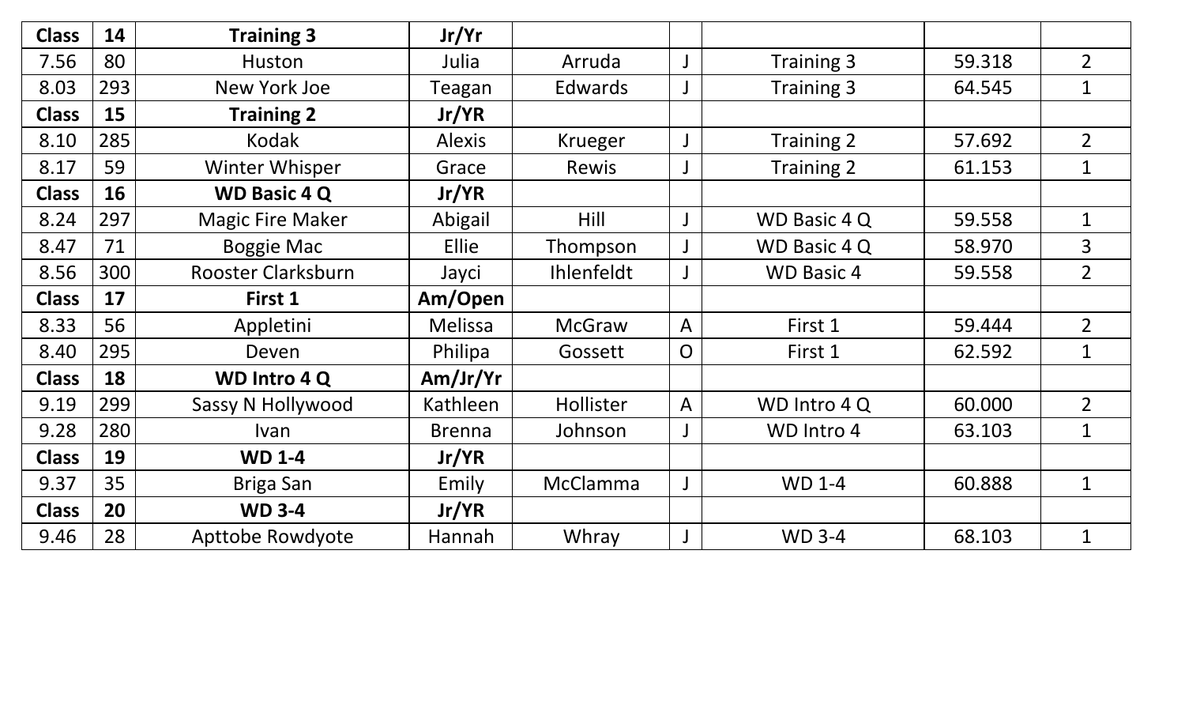| Class | 14 | Training 3 | Jr/Yr | | | | | |
|---|---|---|---|---|---|---|---|---|
| 7.56 | 80 | Huston | Julia | Arruda | J | Training 3 | 59.318 | 2 |
| 8.03 | 293 | New York Joe | Teagan | Edwards | J | Training 3 | 64.545 | 1 |
| **Class** | **15** | **Training 2** | **Jr/YR** | | | | | |
| 8.10 | 285 | Kodak | Alexis | Krueger | J | Training 2 | 57.692 | 2 |
| 8.17 | 59 | Winter Whisper | Grace | Rewis | J | Training 2 | 61.153 | 1 |
| **Class** | **16** | **WD Basic 4 Q** | **Jr/YR** | | | | | |
| 8.24 | 297 | Magic Fire Maker | Abigail | Hill | J | WD Basic 4 Q | 59.558 | 1 |
| 8.47 | 71 | Boggie Mac | Ellie | Thompson | J | WD Basic 4 Q | 58.970 | 3 |
| 8.56 | 300 | Rooster Clarksburn | Jayci | Ihlenfeldt | J | WD Basic 4 | 59.558 | 2 |
| **Class** | **17** | **First 1** | **Am/Open** | | | | | |
| 8.33 | 56 | Appletini | Melissa | McGraw | A | First 1 | 59.444 | 2 |
| 8.40 | 295 | Deven | Philipa | Gossett | O | First 1 | 62.592 | 1 |
| **Class** | **18** | **WD Intro 4 Q** | **Am/Jr/Yr** | | | | | |
| 9.19 | 299 | Sassy N Hollywood | Kathleen | Hollister | A | WD Intro 4 Q | 60.000 | 2 |
| 9.28 | 280 | Ivan | Brenna | Johnson | J | WD Intro 4 | 63.103 | 1 |
| **Class** | **19** | **WD 1-4** | **Jr/YR** | | | | | |
| 9.37 | 35 | Briga San | Emily | McClamma | J | WD 1-4 | 60.888 | 1 |
| **Class** | **20** | **WD 3-4** | **Jr/YR** | | | | | |
| 9.46 | 28 | Apttobe Rowdyote | Hannah | Whray | J | WD 3-4 | 68.103 | 1 |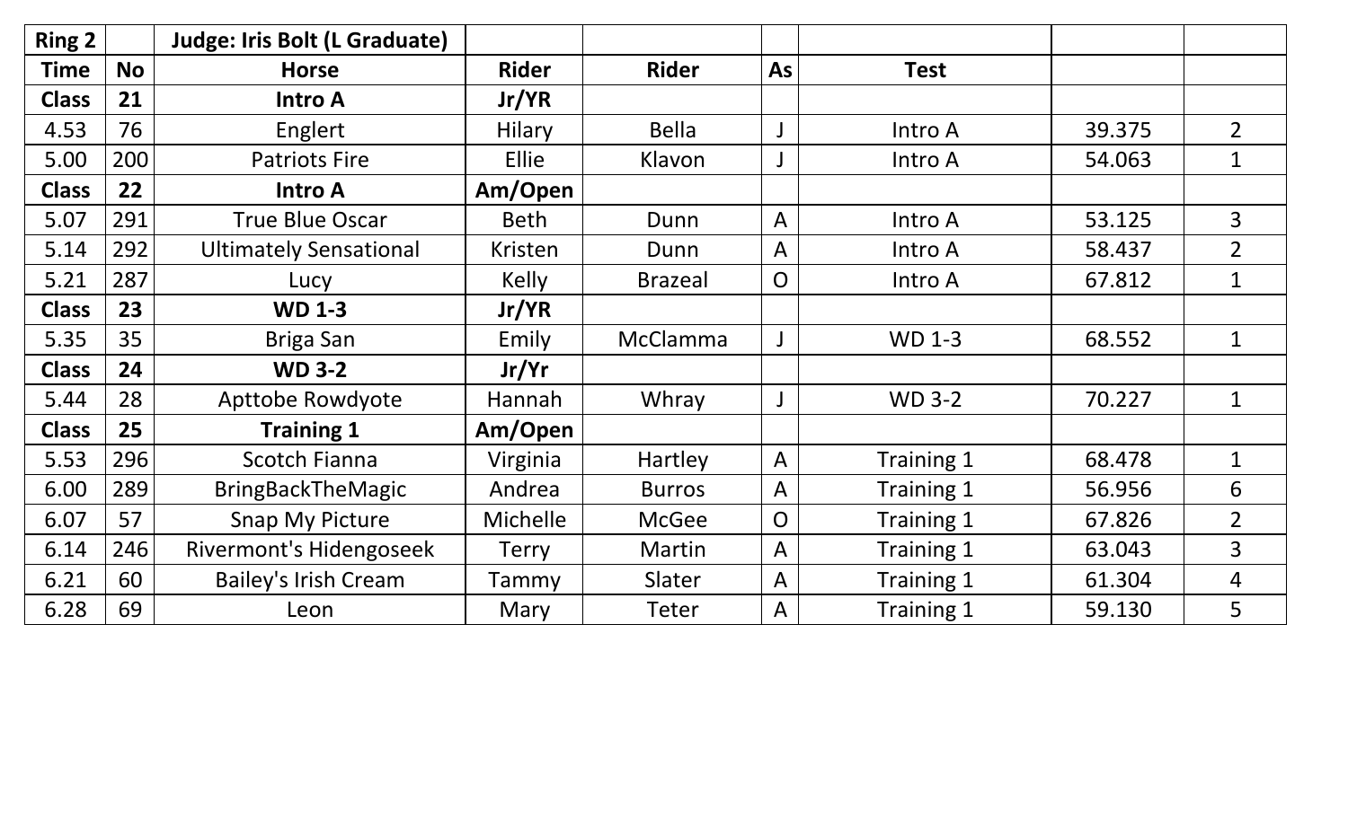| Ring 2 | | Judge: Iris Bolt (L Graduate) | | | | | | |
|---|---|---|---|---|---|---|---|---|
| **Time** | **No** | **Horse** | **Rider** | **Rider** | **As** | **Test** | | |
| **Class** | **21** | **Intro A** | **Jr/YR** | | | | | |
| 4.53 | 76 | Englert | Hilary | Bella | J | Intro A | 39.375 | 2 |
| 5.00 | 200 | Patriots Fire | Ellie | Klavon | J | Intro A | 54.063 | 1 |
| **Class** | **22** | **Intro A** | **Am/Open** | | | | | |
| 5.07 | 291 | True Blue Oscar | Beth | Dunn | A | Intro A | 53.125 | 3 |
| 5.14 | 292 | Ultimately Sensational | Kristen | Dunn | A | Intro A | 58.437 | 2 |
| 5.21 | 287 | Lucy | Kelly | Brazeal | O | Intro A | 67.812 | 1 |
| **Class** | **23** | **WD 1-3** | **Jr/YR** | | | | | |
| 5.35 | 35 | Briga San | Emily | McClamma | J | WD 1-3 | 68.552 | 1 |
| **Class** | **24** | **WD 3-2** | **Jr/Yr** | | | | | |
| 5.44 | 28 | Apttobe Rowdyote | Hannah | Whray | J | WD 3-2 | 70.227 | 1 |
| **Class** | **25** | **Training 1** | **Am/Open** | | | | | |
| 5.53 | 296 | Scotch Fianna | Virginia | Hartley | A | Training 1 | 68.478 | 1 |
| 6.00 | 289 | BringBackTheMagic | Andrea | Burros | A | Training 1 | 56.956 | 6 |
| 6.07 | 57 | Snap My Picture | Michelle | McGee | O | Training 1 | 67.826 | 2 |
| 6.14 | 246 | Rivermont's Hidengoseek | Terry | Martin | A | Training 1 | 63.043 | 3 |
| 6.21 | 60 | Bailey's Irish Cream | Tammy | Slater | A | Training 1 | 61.304 | 4 |
| 6.28 | 69 | Leon | Mary | Teter | A | Training 1 | 59.130 | 5 |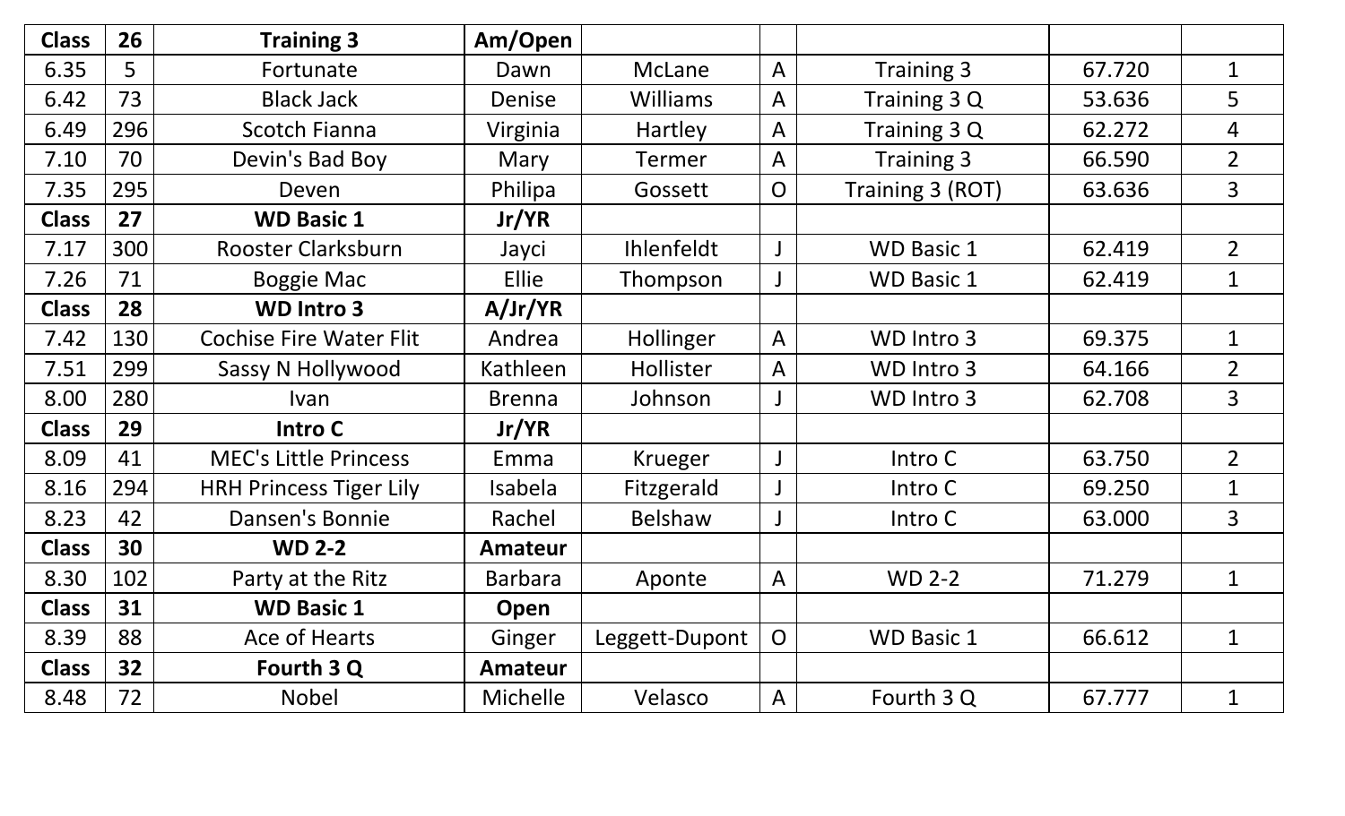| Class | 26 | Training 3 | Am/Open | | | | | |
|---|---|---|---|---|---|---|---|---|
| 6.35 | 5 | Fortunate | Dawn | McLane | A | Training 3 | 67.720 | 1 |
| 6.42 | 73 | Black Jack | Denise | Williams | A | Training 3 Q | 53.636 | 5 |
| 6.49 | 296 | Scotch Fianna | Virginia | Hartley | A | Training 3 Q | 62.272 | 4 |
| 7.10 | 70 | Devin's Bad Boy | Mary | Termer | A | Training 3 | 66.590 | 2 |
| 7.35 | 295 | Deven | Philipa | Gossett | O | Training 3 (ROT) | 63.636 | 3 |
| **Class** | **27** | **WD Basic 1** | **Jr/YR** | | | | | |
| 7.17 | 300 | Rooster Clarksburn | Jayci | Ihlenfeldt | J | WD Basic 1 | 62.419 | 2 |
| 7.26 | 71 | Boggie Mac | Ellie | Thompson | J | WD Basic 1 | 62.419 | 1 |
| **Class** | **28** | **WD Intro 3** | **A/Jr/YR** | | | | | |
| 7.42 | 130 | Cochise Fire Water Flit | Andrea | Hollinger | A | WD Intro 3 | 69.375 | 1 |
| 7.51 | 299 | Sassy N Hollywood | Kathleen | Hollister | A | WD Intro 3 | 64.166 | 2 |
| 8.00 | 280 | Ivan | Brenna | Johnson | J | WD Intro 3 | 62.708 | 3 |
| **Class** | **29** | **Intro C** | **Jr/YR** | | | | | |
| 8.09 | 41 | MEC's Little Princess | Emma | Krueger | J | Intro C | 63.750 | 2 |
| 8.16 | 294 | HRH Princess Tiger Lily | Isabela | Fitzgerald | J | Intro C | 69.250 | 1 |
| 8.23 | 42 | Dansen's Bonnie | Rachel | Belshaw | J | Intro C | 63.000 | 3 |
| **Class** | **30** | **WD 2-2** | **Amateur** | | | | | |
| 8.30 | 102 | Party at the Ritz | Barbara | Aponte | A | WD 2-2 | 71.279 | 1 |
| **Class** | **31** | **WD Basic 1** | **Open** | | | | | |
| 8.39 | 88 | Ace of Hearts | Ginger | Leggett-Dupont | O | WD Basic 1 | 66.612 | 1 |
| **Class** | **32** | **Fourth 3 Q** | **Amateur** | | | | | |
| 8.48 | 72 | Nobel | Michelle | Velasco | A | Fourth 3 Q | 67.777 | 1 |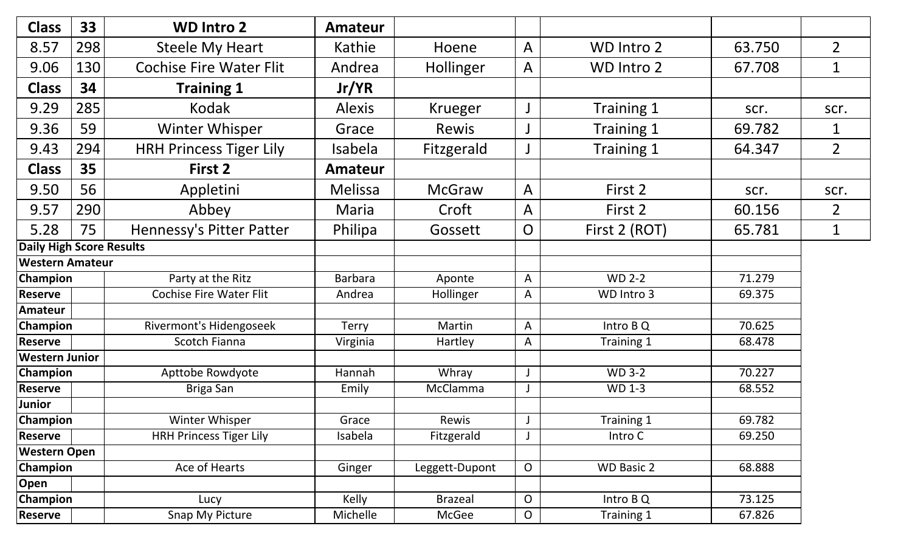| | | | | | | | | |
|---|---|---|---|---|---|---|---|---|
| **Class** | **33** | **WD Intro 2** | **Amateur** | | | | | |
| 8.57 | 298 | Steele My Heart | Kathie | Hoene | A | WD Intro 2 | 63.750 | 2 |
| 9.06 | 130 | Cochise Fire Water Flit | Andrea | Hollinger | A | WD Intro 2 | 67.708 | 1 |
| **Class** | **34** | **Training 1** | **Jr/YR** | | | | | |
| 9.29 | 285 | Kodak | Alexis | Krueger | J | Training 1 | scr. | scr. |
| 9.36 | 59 | Winter Whisper | Grace | Rewis | J | Training 1 | 69.782 | 1 |
| 9.43 | 294 | HRH Princess Tiger Lily | Isabela | Fitzgerald | J | Training 1 | 64.347 | 2 |
| **Class** | **35** | **First 2** | **Amateur** | | | | | |
| 9.50 | 56 | Appletini | Melissa | McGraw | A | First 2 | scr. | scr. |
| 9.57 | 290 | Abbey | Maria | Croft | A | First 2 | 60.156 | 2 |
| 5.28 | 75 | Hennessy's Pitter Patter | Philipa | Gossett | O | First 2 (ROT) | 65.781 | 1 |

| | | | | | | | |
|---|---|---|---|---|---|---|---|
| **Daily High Score Results** | | | | | | | |
| **Western Amateur** | | | | | | | |
| **Champion** | | Party at the Ritz | Barbara | Aponte | A | WD 2-2 | 71.279 |
| **Reserve** | | Cochise Fire Water Flit | Andrea | Hollinger | A | WD Intro 3 | 69.375 |
| **Amateur** | | | | | | | |
| **Champion** | | Rivermont's Hidengoseek | Terry | Martin | A | Intro B Q | 70.625 |
| **Reserve** | | Scotch Fianna | Virginia | Hartley | A | Training 1 | 68.478 |
| **Western Junior** | | | | | | | |
| **Champion** | | Apttobe Rowdyote | Hannah | Whray | J | WD 3-2 | 70.227 |
| **Reserve** | | Briga San | Emily | McClamma | J | WD 1-3 | 68.552 |
| **Junior** | | | | | | | |
| **Champion** | | Winter Whisper | Grace | Rewis | J | Training 1 | 69.782 |
| **Reserve** | | HRH Princess Tiger Lily | Isabela | Fitzgerald | J | Intro C | 69.250 |
| **Western Open** | | | | | | | |
| **Champion** | | Ace of Hearts | Ginger | Leggett-Dupont | O | WD Basic 2 | 68.888 |
| **Open** | | | | | | | |
| **Champion** | | Lucy | Kelly | Brazeal | O | Intro B Q | 73.125 |
| **Reserve** | | Snap My Picture | Michelle | McGee | O | Training 1 | 67.826 |